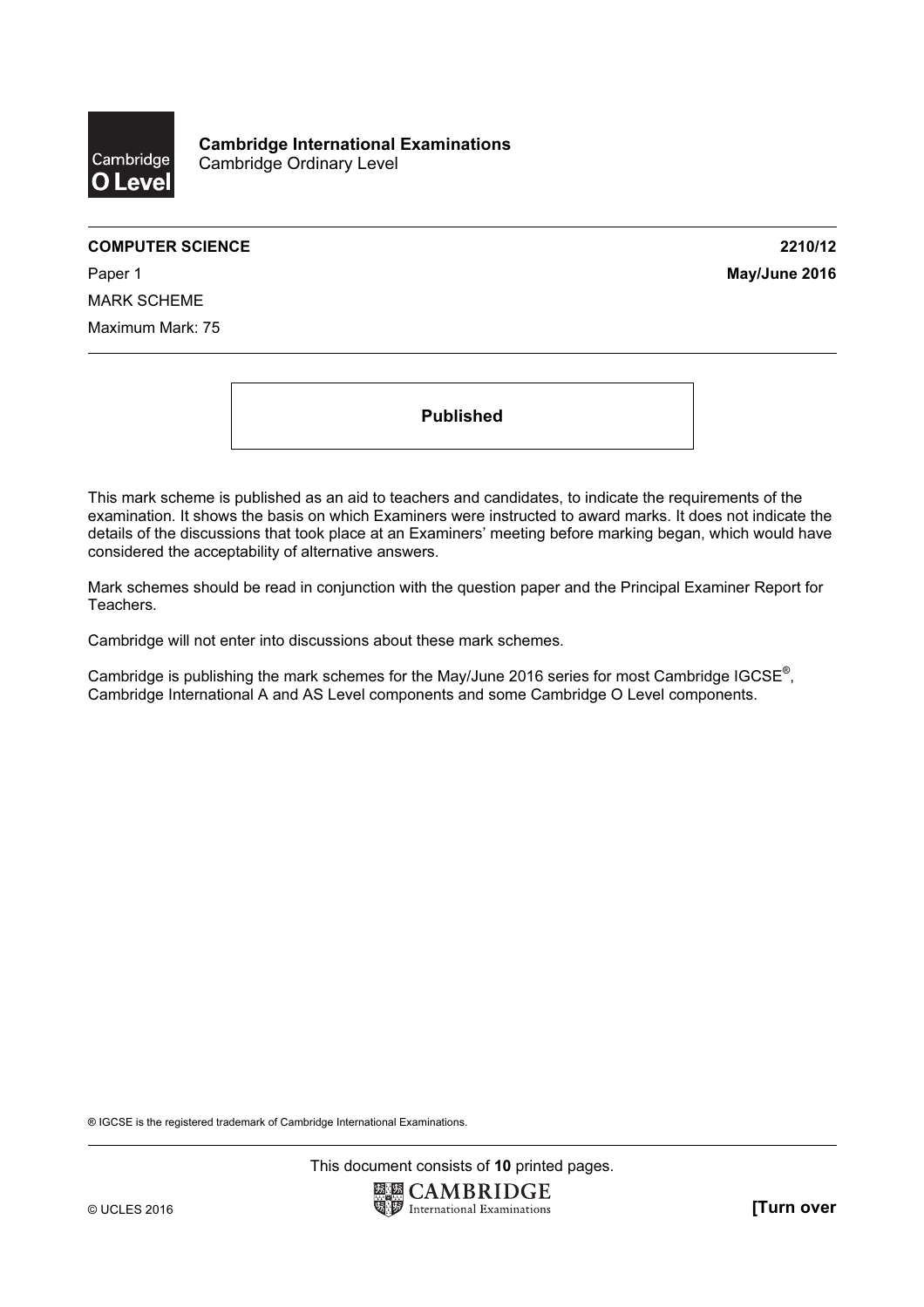**Cambridge International Examinations**
Cambridge Ordinary Level

**COMPUTER SCIENCE** **2210/12**

Paper 1 **May/June 2016**

MARK SCHEME

Maximum Mark: 75

**Published**

This mark scheme is published as an aid to teachers and candidates, to indicate the requirements of the examination. It shows the basis on which Examiners were instructed to award marks. It does not indicate the details of the discussions that took place at an Examiners' meeting before marking began, which would have considered the acceptability of alternative answers.

Mark schemes should be read in conjunction with the question paper and the Principal Examiner Report for Teachers.

Cambridge will not enter into discussions about these mark schemes.

Cambridge is publishing the mark schemes for the May/June 2016 series for most Cambridge IGCSE®, Cambridge International A and AS Level components and some Cambridge O Level components.

® IGCSE is the registered trademark of Cambridge International Examinations.

This document consists of **10** printed pages.

© UCLES 2016 **[Turn over**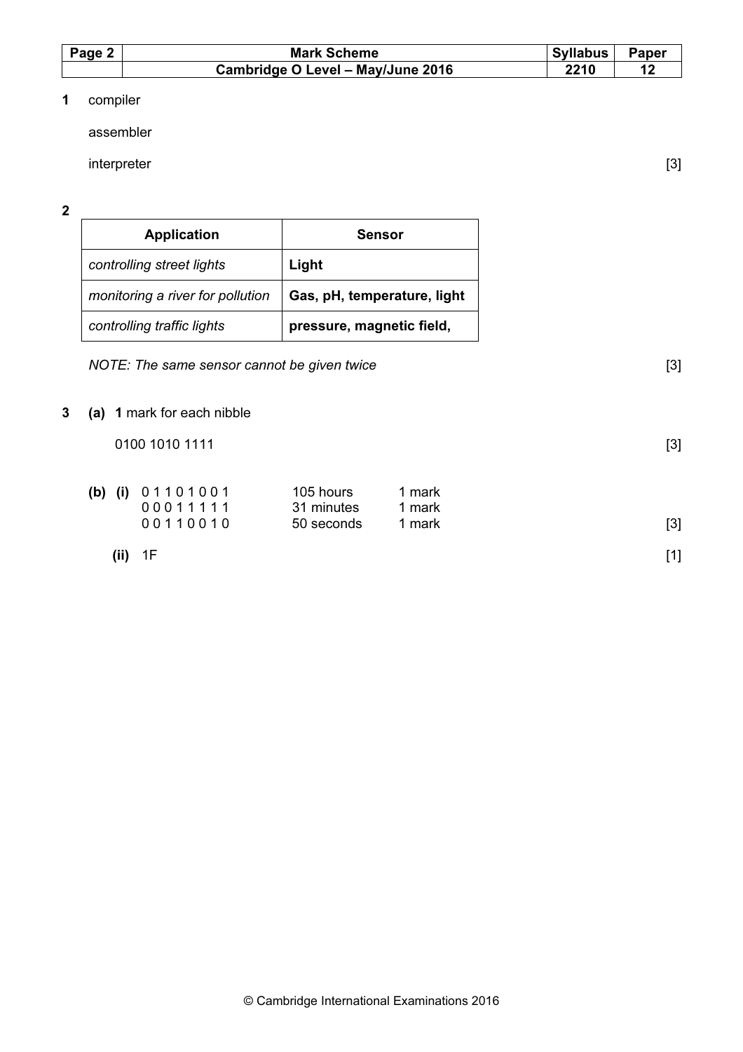**1** compiler

assembler

interpreter [3]

**2**

| Application | Sensor |
| --- | --- |
| *controlling street lights* | **Light** |
| *monitoring a river for pollution* | **Gas, pH, temperature, light** |
| *controlling traffic lights* | **pressure, magnetic field,** |

*NOTE: The same sensor cannot be given twice* [3]

**3** **(a)** **1** mark for each nibble

0100 1010 1111 [3]

**(b)** **(i)**

| | | |
| --- | --- | --- |
| 0 1 1 0 1 0 0 1 | 105 hours | 1 mark |
| 0 0 0 1 1 1 1 1 | 31 minutes | 1 mark |
| 0 0 1 1 0 0 1 0 | 50 seconds | 1 mark |

[3]

**(ii)** 1F [1]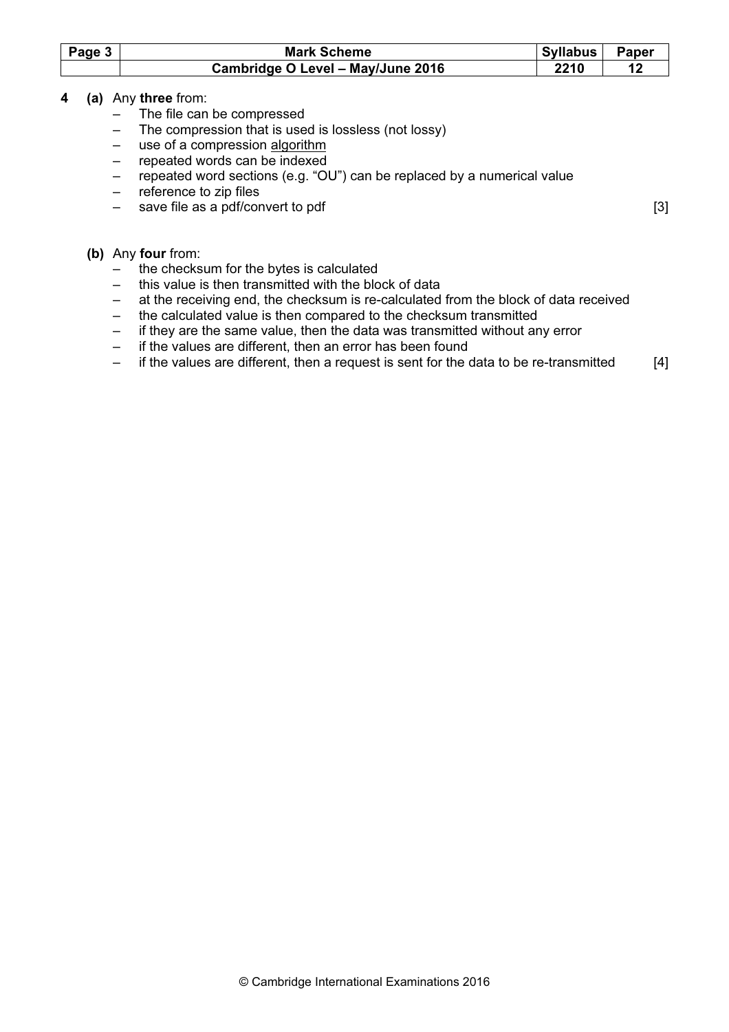**4 (a)** Any **three** from:

- The file can be compressed
- The compression that is used is lossless (not lossy)
- use of a compression algorithm
- repeated words can be indexed
- repeated word sections (e.g. "OU") can be replaced by a numerical value
- reference to zip files
- save file as a pdf/convert to pdf

[3]

**(b)** Any **four** from:

- the checksum for the bytes is calculated
- this value is then transmitted with the block of data
- at the receiving end, the checksum is re-calculated from the block of data received
- the calculated value is then compared to the checksum transmitted
- if they are the same value, then the data was transmitted without any error
- if the values are different, then an error has been found
- if the values are different, then a request is sent for the data to be re-transmitted

[4]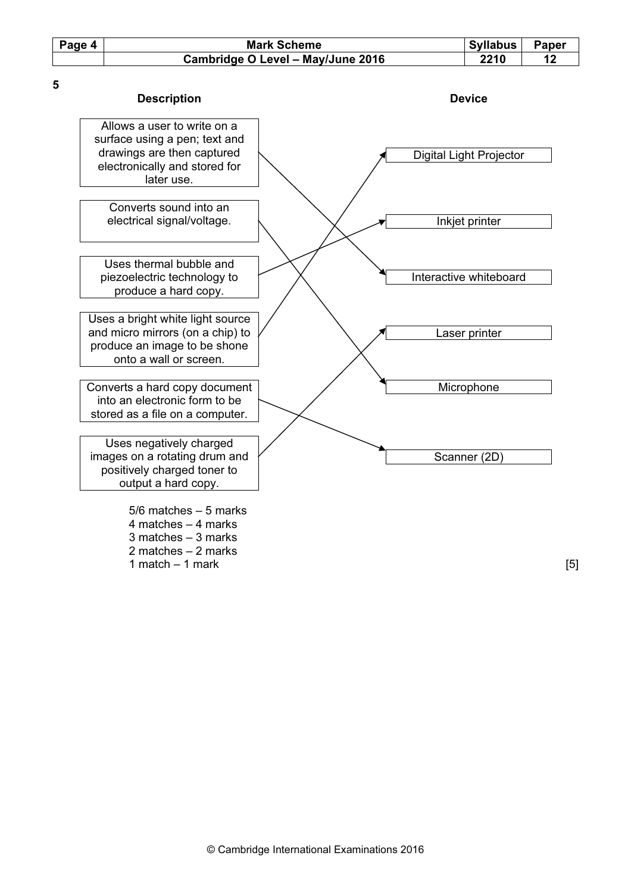**5**

| Description | Device |
|---|---|
| Allows a user to write on a surface using a pen; text and drawings are then captured electronically and stored for later use. | Interactive whiteboard |
| Converts sound into an electrical signal/voltage. | Microphone |
| Uses thermal bubble and piezoelectric technology to produce a hard copy. | Inkjet printer |
| Uses a bright white light source and micro mirrors (on a chip) to produce an image to be shone onto a wall or screen. | Digital Light Projector |
| Converts a hard copy document into an electronic form to be stored as a file on a computer. | Scanner (2D) |
| Uses negatively charged images on a rotating drum and positively charged toner to output a hard copy. | Laser printer |

5/6 matches – 5 marks
4 matches – 4 marks
3 matches – 3 marks
2 matches – 2 marks
1 match – 1 mark

[5]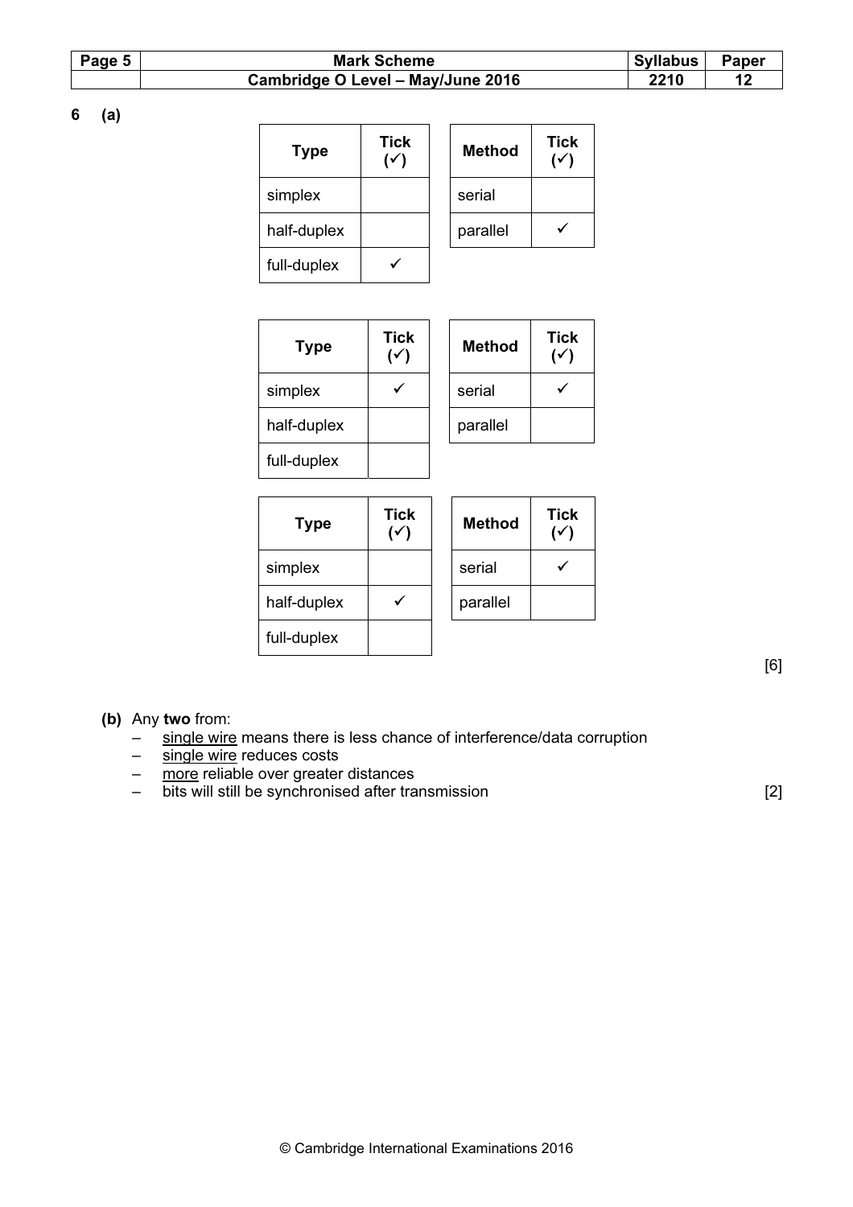**6 (a)**

| Type | Tick (✓) |
|---|---|
| simplex | |
| half-duplex | |
| full-duplex | ✓ |

| Method | Tick (✓) |
|---|---|
| serial | |
| parallel | ✓ |

| Type | Tick (✓) |
|---|---|
| simplex | ✓ |
| half-duplex | |
| full-duplex | |

| Method | Tick (✓) |
|---|---|
| serial | ✓ |
| parallel | |

| Type | Tick (✓) |
|---|---|
| simplex | |
| half-duplex | ✓ |
| full-duplex | |

| Method | Tick (✓) |
|---|---|
| serial | ✓ |
| parallel | |

[6]

**(b)** Any **two** from:

- single wire means there is less chance of interference/data corruption
- single wire reduces costs
- more reliable over greater distances
- bits will still be synchronised after transmission

[2]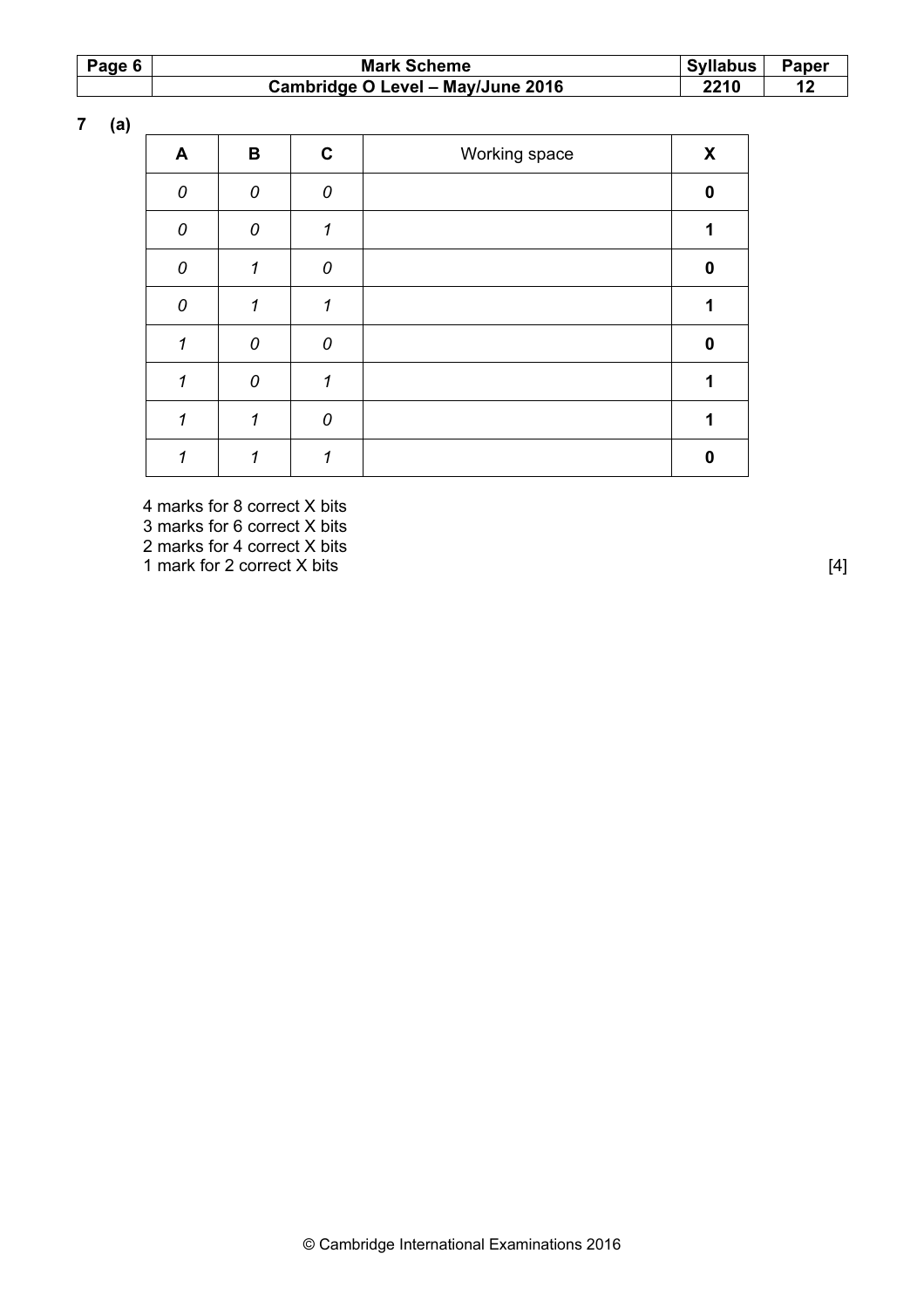**7 (a)**

| A | B | C | Working space | X |
|---|---|---|---|---|
| *0* | *0* | *0* | | **0** |
| *0* | *0* | *1* | | **1** |
| *0* | *1* | *0* | | **0** |
| *0* | *1* | *1* | | **1** |
| *1* | *0* | *0* | | **0** |
| *1* | *0* | *1* | | **1** |
| *1* | *1* | *0* | | **1** |
| *1* | *1* | *1* | | **0** |

4 marks for 8 correct X bits
3 marks for 6 correct X bits
2 marks for 4 correct X bits
1 mark for 2 correct X bits [4]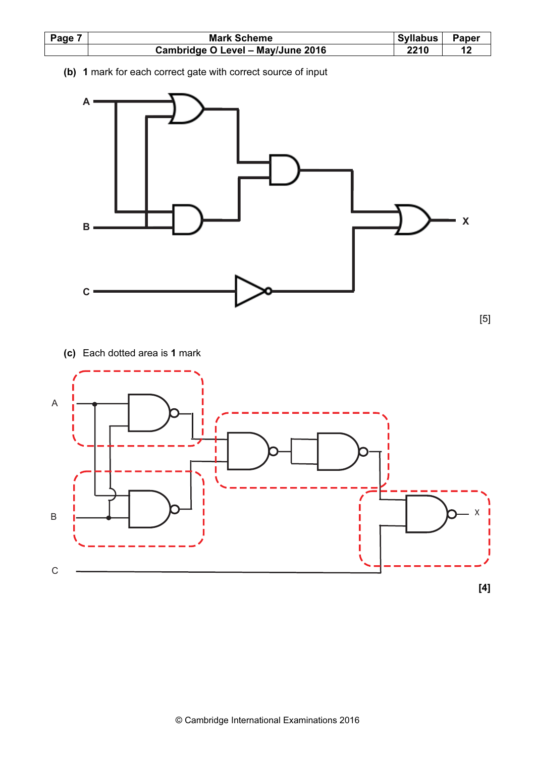**(b)** **1** mark for each correct gate with correct source of input

A

B

C

X

[5]

**(c)** Each dotted area is **1** mark

A

B

C

X

**[4]**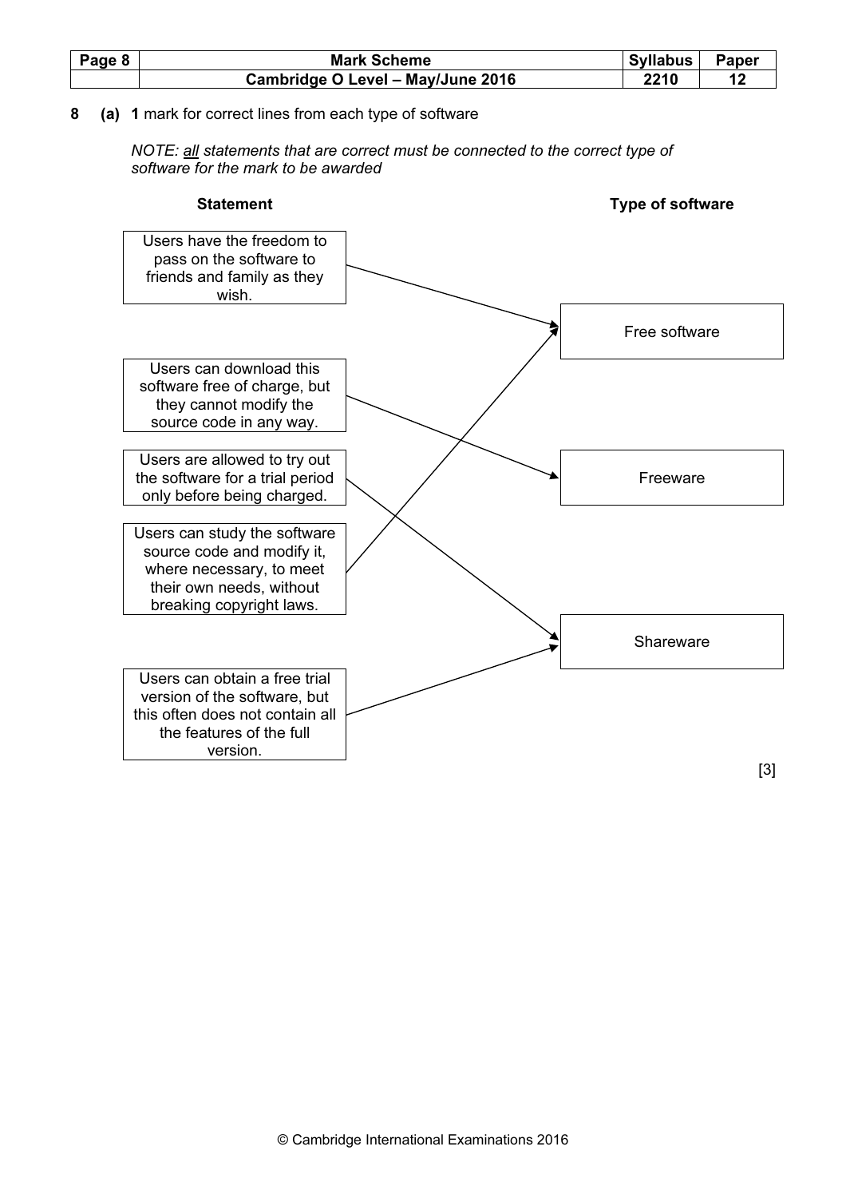**8 (a)** **1** mark for correct lines from each type of software

*NOTE: all statements that are correct must be connected to the correct type of software for the mark to be awarded*

| Statement | Type of software |
| --- | --- |
| Users have the freedom to pass on the software to friends and family as they wish. | Free software |
| Users can download this software free of charge, but they cannot modify the source code in any way. | Freeware |
| Users are allowed to try out the software for a trial period only before being charged. | Shareware |
| Users can study the software source code and modify it, where necessary, to meet their own needs, without breaking copyright laws. | Free software |
| Users can obtain a free trial version of the software, but this often does not contain all the features of the full version. | Shareware |

[3]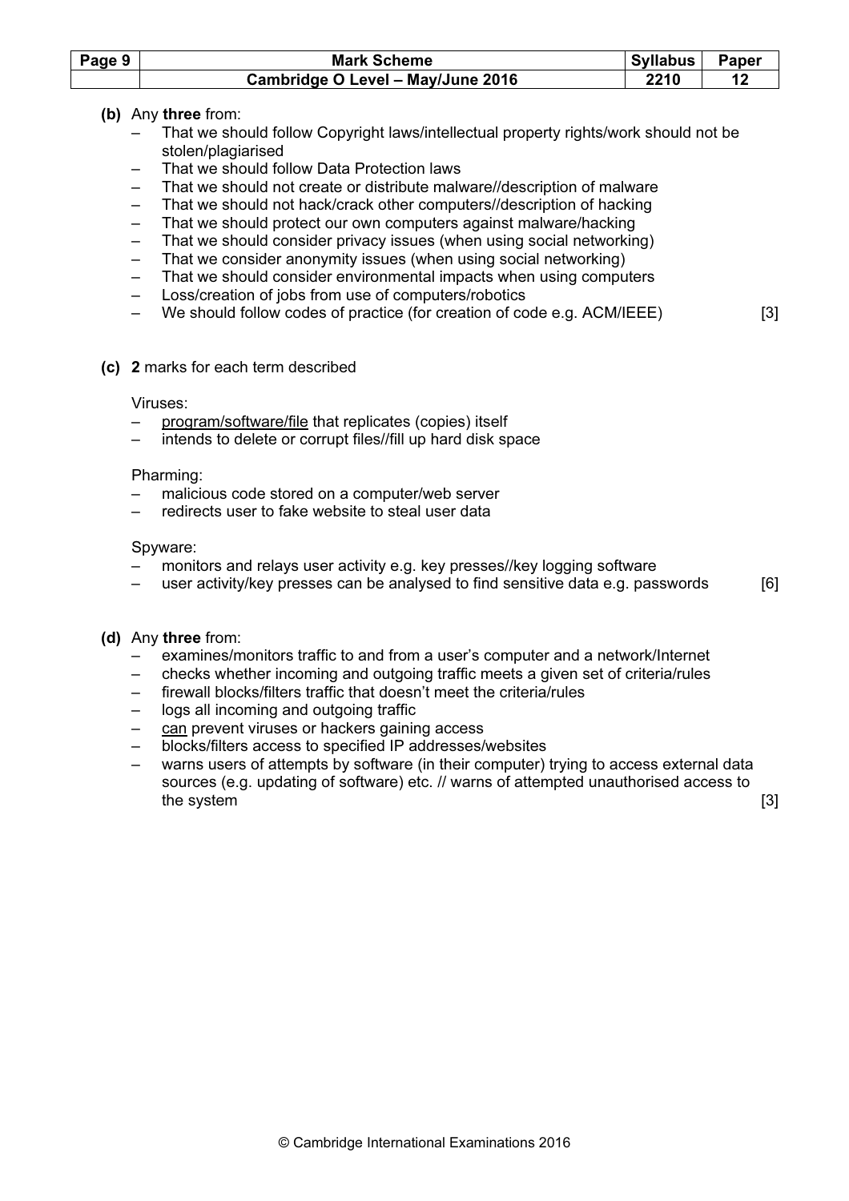**(b)** Any **three** from:

- That we should follow Copyright laws/intellectual property rights/work should not be stolen/plagiarised
- That we should follow Data Protection laws
- That we should not create or distribute malware//description of malware
- That we should not hack/crack other computers//description of hacking
- That we should protect our own computers against malware/hacking
- That we should consider privacy issues (when using social networking)
- That we consider anonymity issues (when using social networking)
- That we should consider environmental impacts when using computers
- Loss/creation of jobs from use of computers/robotics
- We should follow codes of practice (for creation of code e.g. ACM/IEEE) [3]

**(c)** **2** marks for each term described

Viruses:

- <u>program/software/file</u> that replicates (copies) itself
- intends to delete or corrupt files//fill up hard disk space

Pharming:

- malicious code stored on a computer/web server
- redirects user to fake website to steal user data

Spyware:

- monitors and relays user activity e.g. key presses//key logging software
- user activity/key presses can be analysed to find sensitive data e.g. passwords [6]

**(d)** Any **three** from:

- examines/monitors traffic to and from a user's computer and a network/Internet
- checks whether incoming and outgoing traffic meets a given set of criteria/rules
- firewall blocks/filters traffic that doesn't meet the criteria/rules
- logs all incoming and outgoing traffic
- <u>can</u> prevent viruses or hackers gaining access
- blocks/filters access to specified IP addresses/websites
- warns users of attempts by software (in their computer) trying to access external data sources (e.g. updating of software) etc. // warns of attempted unauthorised access to the system [3]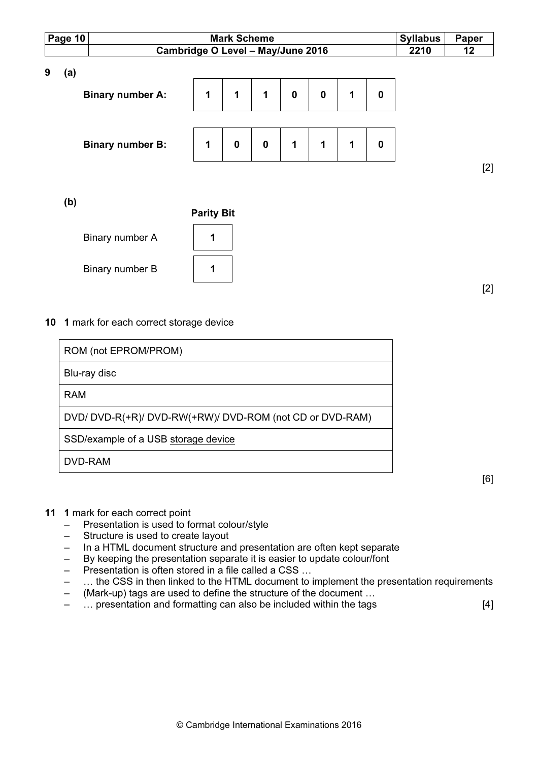**9 (a)**

| | | | | | | | |
|---|---|---|---|---|---|---|---|
| **Binary number A:** | **1** | **1** | **1** | **0** | **0** | **1** | **0** |
| **Binary number B:** | **1** | **0** | **0** | **1** | **1** | **1** | **0** |

[2]

**(b)**

| | **Parity Bit** |
|---|---|
| Binary number A | **1** |
| Binary number B | **1** |

[2]

**10** **1** mark for each correct storage device

| |
|---|
| ROM (not EPROM/PROM) |
| Blu-ray disc |
| RAM |
| DVD/ DVD-R(+R)/ DVD-RW(+RW)/ DVD-ROM (not CD or DVD-RAM) |
| SSD/example of a USB storage device |
| DVD-RAM |

[6]

**11** **1** mark for each correct point

- Presentation is used to format colour/style
- Structure is used to create layout
- In a HTML document structure and presentation are often kept separate
- By keeping the presentation separate it is easier to update colour/font
- Presentation is often stored in a file called a CSS …
- … the CSS in then linked to the HTML document to implement the presentation requirements
- (Mark-up) tags are used to define the structure of the document …
- … presentation and formatting can also be included within the tags [4]

© Cambridge International Examinations 2016